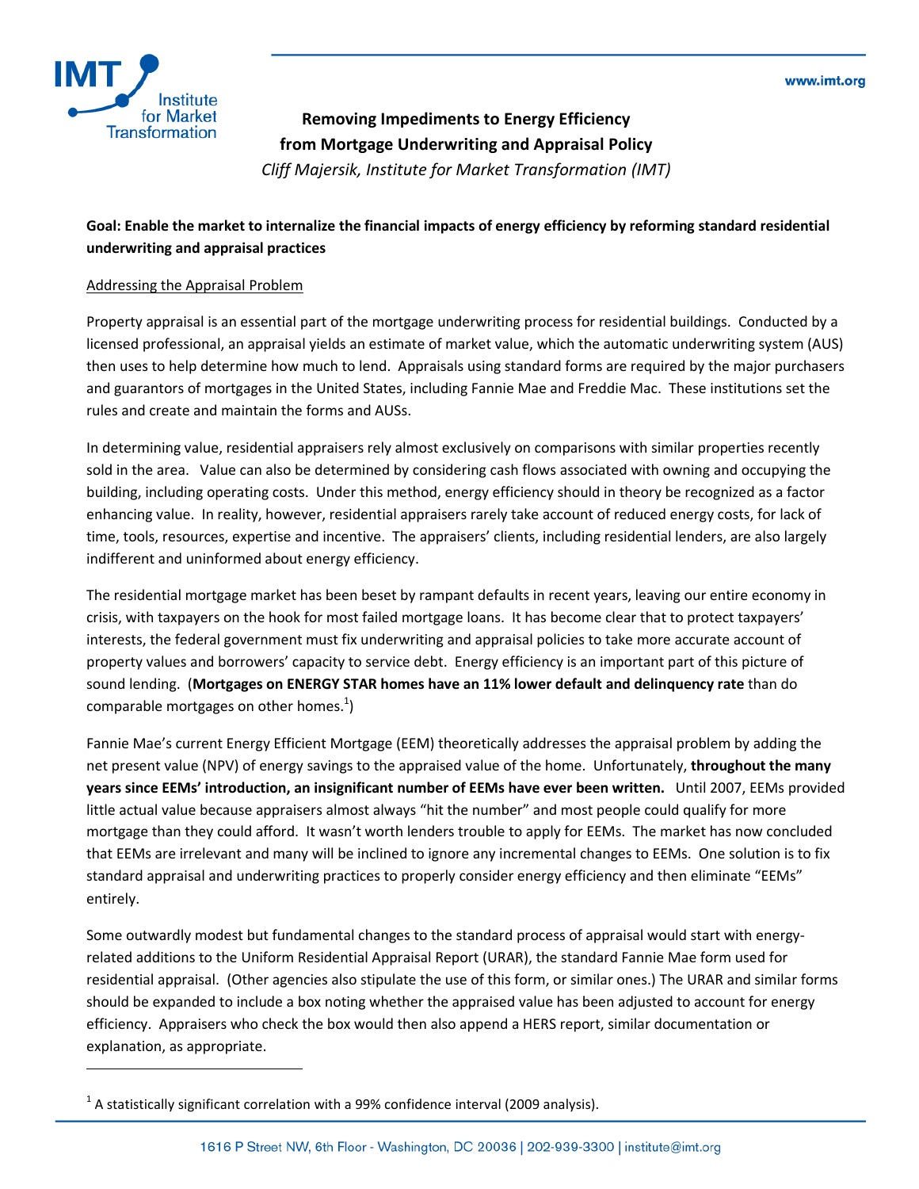# Removing Impediments to Energy Efficiency from Mortgage Underwriting and Appraisal Policy

*Cliff Majersik, Institute for Market Transformation (IMT)*

**Goal: Enable the market to internalize the financial impacts of energy efficiency by reforming standard residential underwriting and appraisal practices**

## Addressing the Appraisal Problem

Property appraisal is an essential part of the mortgage underwriting process for residential buildings. Conducted by a licensed professional, an appraisal yields an estimate of market value, which the automatic underwriting system (AUS) then uses to help determine how much to lend. Appraisals using standard forms are required by the major purchasers and guarantors of mortgages in the United States, including Fannie Mae and Freddie Mac. These institutions set the rules and create and maintain the forms and AUSs.

In determining value, residential appraisers rely almost exclusively on comparisons with similar properties recently sold in the area. Value can also be determined by considering cash flows associated with owning and occupying the building, including operating costs. Under this method, energy efficiency should in theory be recognized as a factor enhancing value. In reality, however, residential appraisers rarely take account of reduced energy costs, for lack of time, tools, resources, expertise and incentive. The appraisers' clients, including residential lenders, are also largely indifferent and uninformed about energy efficiency.

The residential mortgage market has been beset by rampant defaults in recent years, leaving our entire economy in crisis, with taxpayers on the hook for most failed mortgage loans. It has become clear that to protect taxpayers' interests, the federal government must fix underwriting and appraisal policies to take more accurate account of property values and borrowers' capacity to service debt. Energy efficiency is an important part of this picture of sound lending. (**Mortgages on ENERGY STAR homes have an 11% lower default and delinquency rate** than do comparable mortgages on other homes.[1])

Fannie Mae's current Energy Efficient Mortgage (EEM) theoretically addresses the appraisal problem by adding the net present value (NPV) of energy savings to the appraised value of the home. Unfortunately, **throughout the many years since EEMs' introduction, an insignificant number of EEMs have ever been written.** Until 2007, EEMs provided little actual value because appraisers almost always "hit the number" and most people could qualify for more mortgage than they could afford. It wasn't worth lenders trouble to apply for EEMs. The market has now concluded that EEMs are irrelevant and many will be inclined to ignore any incremental changes to EEMs. One solution is to fix standard appraisal and underwriting practices to properly consider energy efficiency and then eliminate "EEMs" entirely.

Some outwardly modest but fundamental changes to the standard process of appraisal would start with energy-related additions to the Uniform Residential Appraisal Report (URAR), the standard Fannie Mae form used for residential appraisal. (Other agencies also stipulate the use of this form, or similar ones.) The URAR and similar forms should be expanded to include a box noting whether the appraised value has been adjusted to account for energy efficiency. Appraisers who check the box would then also append a HERS report, similar documentation or explanation, as appropriate.

---

[1] A statistically significant correlation with a 99% confidence interval (2009 analysis).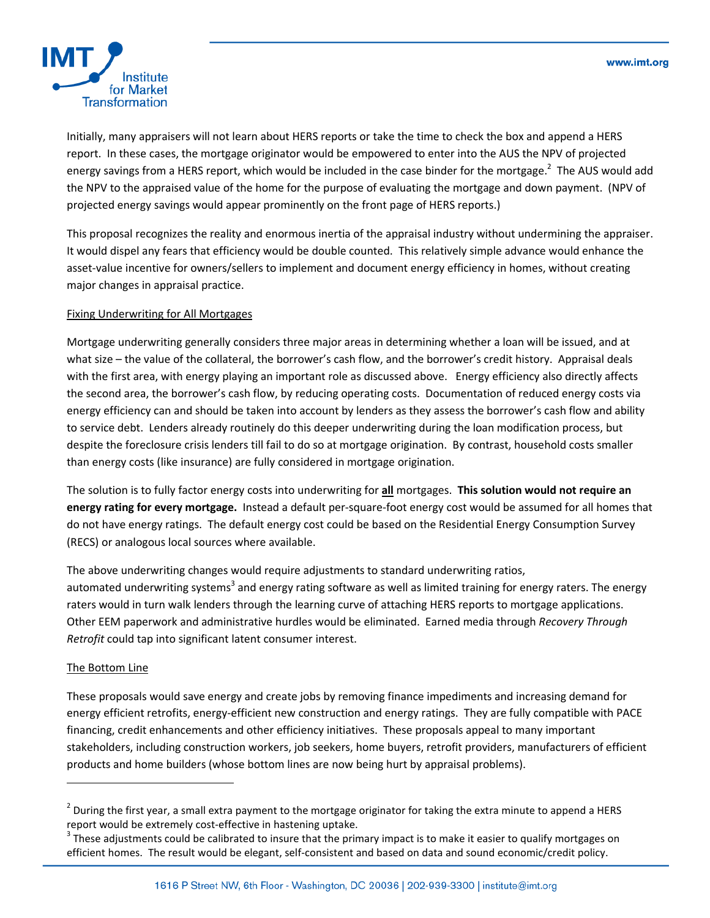Initially, many appraisers will not learn about HERS reports or take the time to check the box and append a HERS report. In these cases, the mortgage originator would be empowered to enter into the AUS the NPV of projected energy savings from a HERS report, which would be included in the case binder for the mortgage.[2] The AUS would add the NPV to the appraised value of the home for the purpose of evaluating the mortgage and down payment. (NPV of projected energy savings would appear prominently on the front page of HERS reports.)

This proposal recognizes the reality and enormous inertia of the appraisal industry without undermining the appraiser. It would dispel any fears that efficiency would be double counted. This relatively simple advance would enhance the asset-value incentive for owners/sellers to implement and document energy efficiency in homes, without creating major changes in appraisal practice.

## Fixing Underwriting for All Mortgages

Mortgage underwriting generally considers three major areas in determining whether a loan will be issued, and at what size – the value of the collateral, the borrower's cash flow, and the borrower's credit history. Appraisal deals with the first area, with energy playing an important role as discussed above. Energy efficiency also directly affects the second area, the borrower's cash flow, by reducing operating costs. Documentation of reduced energy costs via energy efficiency can and should be taken into account by lenders as they assess the borrower's cash flow and ability to service debt. Lenders already routinely do this deeper underwriting during the loan modification process, but despite the foreclosure crisis lenders till fail to do so at mortgage origination. By contrast, household costs smaller than energy costs (like insurance) are fully considered in mortgage origination.

The solution is to fully factor energy costs into underwriting for **all** mortgages. **This solution would not require an energy rating for every mortgage.** Instead a default per-square-foot energy cost would be assumed for all homes that do not have energy ratings. The default energy cost could be based on the Residential Energy Consumption Survey (RECS) or analogous local sources where available.

The above underwriting changes would require adjustments to standard underwriting ratios, automated underwriting systems[3] and energy rating software as well as limited training for energy raters. The energy raters would in turn walk lenders through the learning curve of attaching HERS reports to mortgage applications. Other EEM paperwork and administrative hurdles would be eliminated. Earned media through *Recovery Through Retrofit* could tap into significant latent consumer interest.

## The Bottom Line

These proposals would save energy and create jobs by removing finance impediments and increasing demand for energy efficient retrofits, energy-efficient new construction and energy ratings. They are fully compatible with PACE financing, credit enhancements and other efficiency initiatives. These proposals appeal to many important stakeholders, including construction workers, job seekers, home buyers, retrofit providers, manufacturers of efficient products and home builders (whose bottom lines are now being hurt by appraisal problems).

---

[2] During the first year, a small extra payment to the mortgage originator for taking the extra minute to append a HERS report would be extremely cost-effective in hastening uptake.

[3] These adjustments could be calibrated to insure that the primary impact is to make it easier to qualify mortgages on efficient homes. The result would be elegant, self-consistent and based on data and sound economic/credit policy.